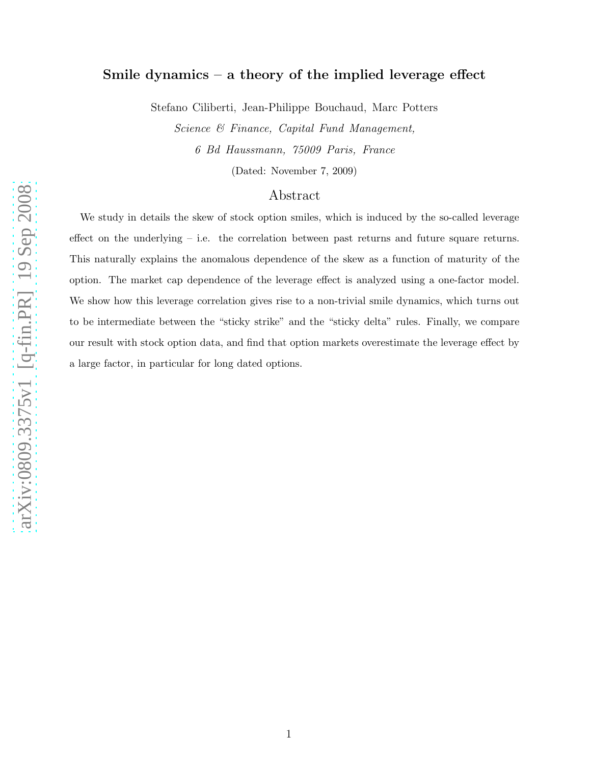# Smile dynamics – a theory of the implied leverage effect

Stefano Ciliberti, Jean-Philippe Bouchaud, Marc Potters

*Science & Finance, Capital Fund Management,*

*6 Bd Haussmann, 75009 Paris, France*

(Dated: November 7, 2009)

## Abstract

We study in details the skew of stock option smiles, which is induced by the so-called leverage effect on the underlying – i.e. the correlation between past returns and future square returns. This naturally explains the anomalous dependence of the skew as a function of maturity of the option. The market cap dependence of the leverage effect is analyzed using a one-factor model. We show how this leverage correlation gives rise to a non-trivial smile dynamics, which turns out to be intermediate between the "sticky strike" and the "sticky delta" rules. Finally, we compare our result with stock option data, and find that option markets overestimate the leverage effect by a large factor, in particular for long dated options.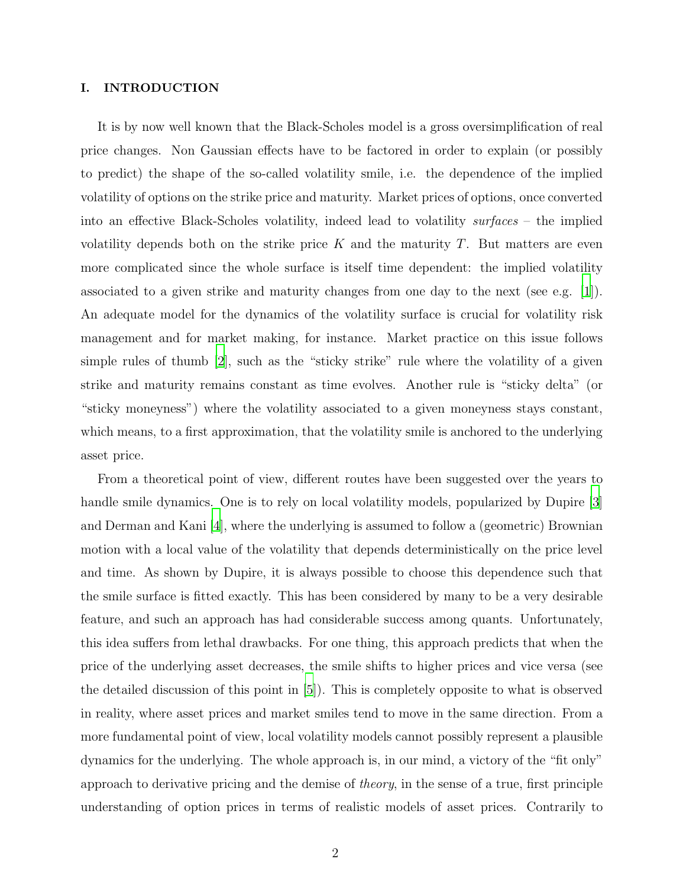## I. INTRODUCTION

It is by now well known that the Black-Scholes model is a gross oversimplification of real price changes. Non Gaussian effects have to be factored in order to explain (or possibly to predict) the shape of the so-called volatility smile, i.e. the dependence of the implied volatility of options on the strike price and maturity. Market prices of options, once converted into an effective Black-Scholes volatility, indeed lead to volatility *surfaces* – the implied volatility depends both on the strike price $K$ and the maturity $T$. But matters are even more complicated since the whole surface is itself time dependent: the implied volatility associated to a given strike and maturity changes from one day to the next (see e.g. [1]). An adequate model for the dynamics of the volatility surface is crucial for volatility risk management and for market making, for instance. Market practice on this issue follows simple rules of thumb [2], such as the "sticky strike" rule where the volatility of a given strike and maturity remains constant as time evolves. Another rule is "sticky delta" (or "sticky moneyness") where the volatility associated to a given moneyness stays constant, which means, to a first approximation, that the volatility smile is anchored to the underlying asset price.

From a theoretical point of view, different routes have been suggested over the years to handle smile dynamics. One is to rely on local volatility models, popularized by Dupire [3] and Derman and Kani [4], where the underlying is assumed to follow a (geometric) Brownian motion with a local value of the volatility that depends deterministically on the price level and time. As shown by Dupire, it is always possible to choose this dependence such that the smile surface is fitted exactly. This has been considered by many to be a very desirable feature, and such an approach has had considerable success among quants. Unfortunately, this idea suffers from lethal drawbacks. For one thing, this approach predicts that when the price of the underlying asset decreases, the smile shifts to higher prices and vice versa (see the detailed discussion of this point in [5]). This is completely opposite to what is observed in reality, where asset prices and market smiles tend to move in the same direction. From a more fundamental point of view, local volatility models cannot possibly represent a plausible dynamics for the underlying. The whole approach is, in our mind, a victory of the "fit only" approach to derivative pricing and the demise of *theory*, in the sense of a true, first principle understanding of option prices in terms of realistic models of asset prices. Contrarily to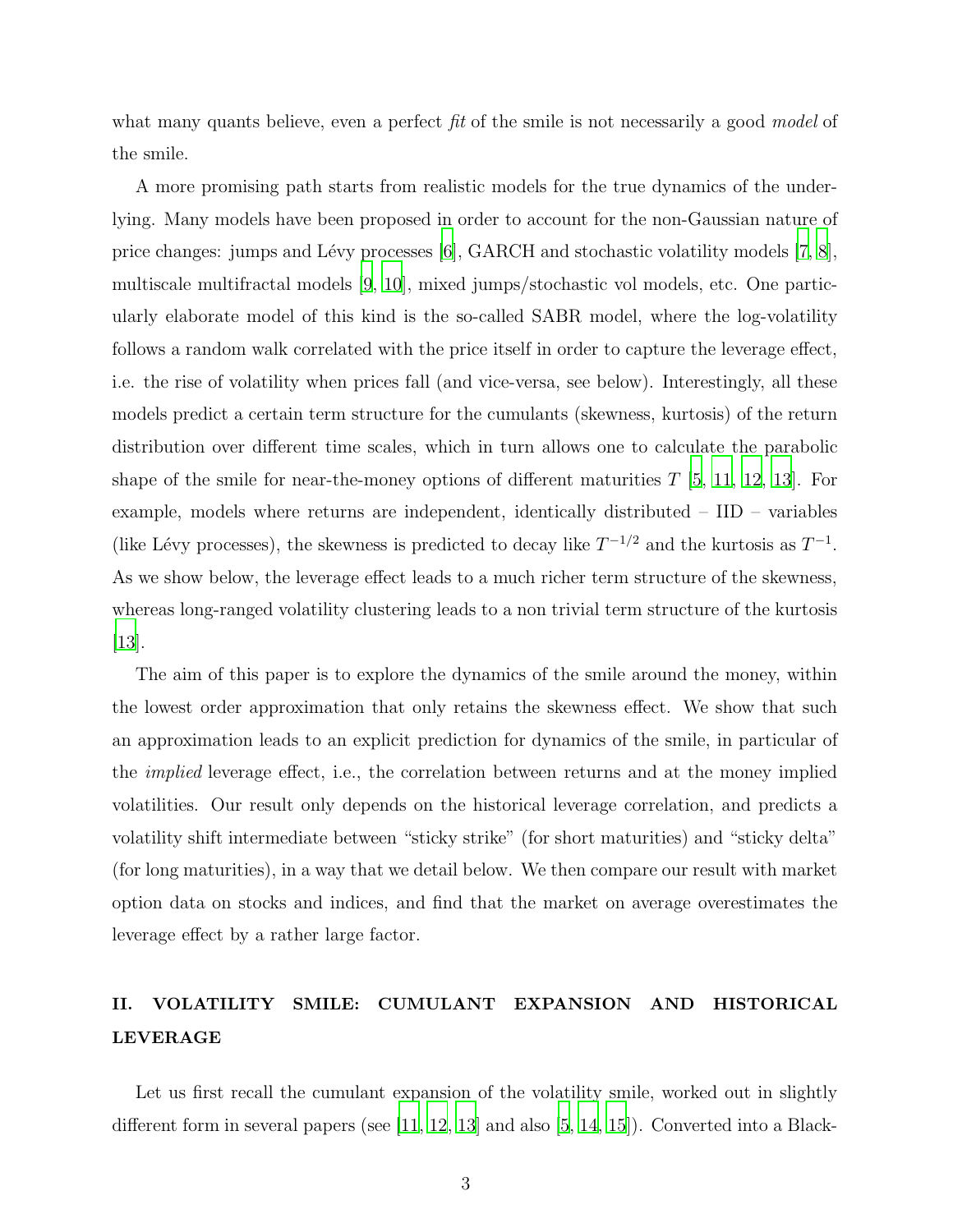what many quants believe, even a perfect *fit* of the smile is not necessarily a good *model* of the smile.

A more promising path starts from realistic models for the true dynamics of the underlying. Many models have been proposed in order to account for the non-Gaussian nature of price changes: jumps and Lévy processes [6], GARCH and stochastic volatility models [7, 8], multiscale multifractal models [9, 10], mixed jumps/stochastic vol models, etc. One particularly elaborate model of this kind is the so-called SABR model, where the log-volatility follows a random walk correlated with the price itself in order to capture the leverage effect, i.e. the rise of volatility when prices fall (and vice-versa, see below). Interestingly, all these models predict a certain term structure for the cumulants (skewness, kurtosis) of the return distribution over different time scales, which in turn allows one to calculate the parabolic shape of the smile for near-the-money options of different maturities $T$ [5, 11, 12, 13]. For example, models where returns are independent, identically distributed – IID – variables (like Lévy processes), the skewness is predicted to decay like $T^{-1/2}$ and the kurtosis as $T^{-1}$. As we show below, the leverage effect leads to a much richer term structure of the skewness, whereas long-ranged volatility clustering leads to a non trivial term structure of the kurtosis [13].

The aim of this paper is to explore the dynamics of the smile around the money, within the lowest order approximation that only retains the skewness effect. We show that such an approximation leads to an explicit prediction for dynamics of the smile, in particular of the *implied* leverage effect, i.e., the correlation between returns and at the money implied volatilities. Our result only depends on the historical leverage correlation, and predicts a volatility shift intermediate between "sticky strike" (for short maturities) and "sticky delta" (for long maturities), in a way that we detail below. We then compare our result with market option data on stocks and indices, and find that the market on average overestimates the leverage effect by a rather large factor.

## II. VOLATILITY SMILE: CUMULANT EXPANSION AND HISTORICAL LEVERAGE

Let us first recall the cumulant expansion of the volatility smile, worked out in slightly different form in several papers (see [11, 12, 13] and also [5, 14, 15]). Converted into a Black-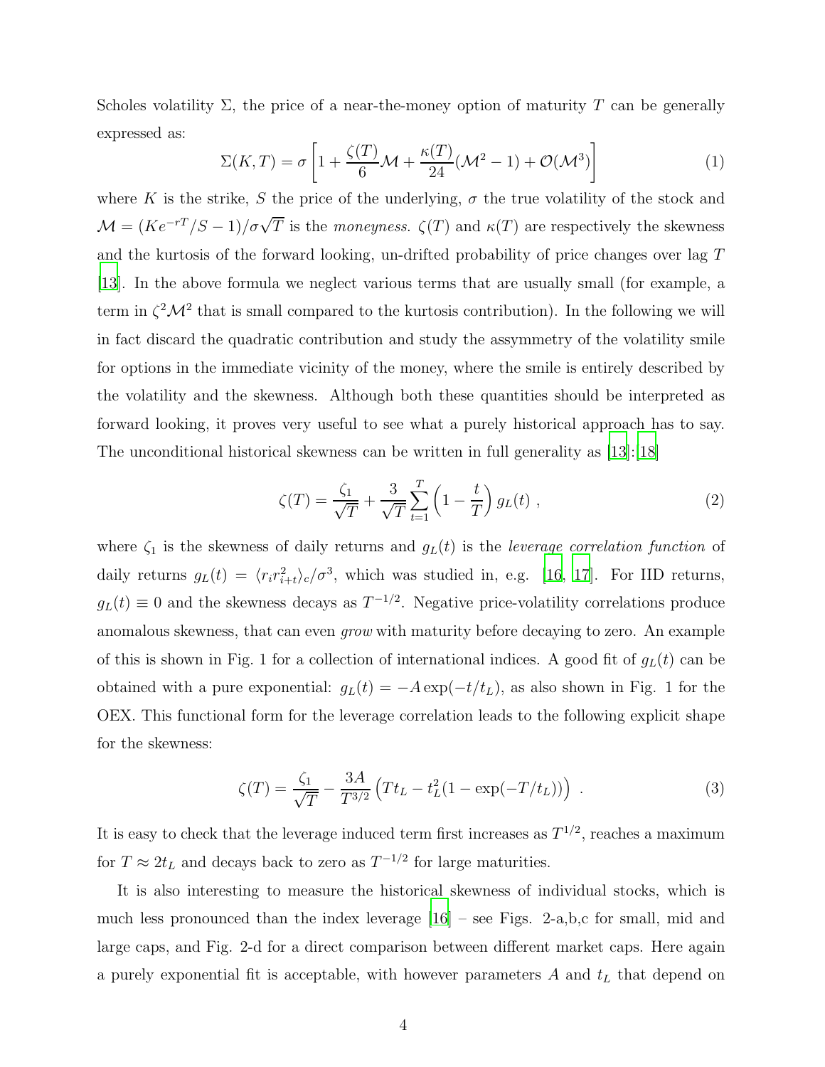Scholes volatility $\Sigma$, the price of a near-the-money option of maturity $T$ can be generally expressed as:

$$\Sigma(K,T) = \sigma \left[ 1 + \frac{\zeta(T)}{6}\mathcal{M} + \frac{\kappa(T)}{24}(\mathcal{M}^2 - 1) + \mathcal{O}(\mathcal{M}^3) \right] \tag{1}$$

where $K$ is the strike, $S$ the price of the underlying, $\sigma$ the true volatility of the stock and $\mathcal{M} = (Ke^{-rT}/S - 1)/\sigma\sqrt{T}$ is the *moneyness*. $\zeta(T)$ and $\kappa(T)$ are respectively the skewness and the kurtosis of the forward looking, un-drifted probability of price changes over lag $T$ [13]. In the above formula we neglect various terms that are usually small (for example, a term in $\zeta^2\mathcal{M}^2$ that is small compared to the kurtosis contribution). In the following we will in fact discard the quadratic contribution and study the assymmetry of the volatility smile for options in the immediate vicinity of the money, where the smile is entirely described by the volatility and the skewness. Although both these quantities should be interpreted as forward looking, it proves very useful to see what a purely historical approach has to say. The unconditional historical skewness can be written in full generality as [13]:[18]

$$\zeta(T) = \frac{\zeta_1}{\sqrt{T}} + \frac{3}{\sqrt{T}} \sum_{t=1}^{T} \left(1 - \frac{t}{T}\right) g_L(t) \ , \tag{2}$$

where $\zeta_1$ is the skewness of daily returns and $g_L(t)$ is the *leverage correlation function* of daily returns $g_L(t) = \langle r_i r_{i+t}^2 \rangle_c / \sigma^3$, which was studied in, e.g. [16, 17]. For IID returns, $g_L(t) \equiv 0$ and the skewness decays as $T^{-1/2}$. Negative price-volatility correlations produce anomalous skewness, that can even *grow* with maturity before decaying to zero. An example of this is shown in Fig. 1 for a collection of international indices. A good fit of $g_L(t)$ can be obtained with a pure exponential: $g_L(t) = -A\exp(-t/t_L)$, as also shown in Fig. 1 for the OEX. This functional form for the leverage correlation leads to the following explicit shape for the skewness:

$$\zeta(T) = \frac{\zeta_1}{\sqrt{T}} - \frac{3A}{T^{3/2}} \left( T t_L - t_L^2 (1 - \exp(-T/t_L)) \right) \ . \tag{3}$$

It is easy to check that the leverage induced term first increases as $T^{1/2}$, reaches a maximum for $T \approx 2t_L$ and decays back to zero as $T^{-1/2}$ for large maturities.

It is also interesting to measure the historical skewness of individual stocks, which is much less pronounced than the index leverage [16] – see Figs. 2-a,b,c for small, mid and large caps, and Fig. 2-d for a direct comparison between different market caps. Here again a purely exponential fit is acceptable, with however parameters $A$ and $t_L$ that depend on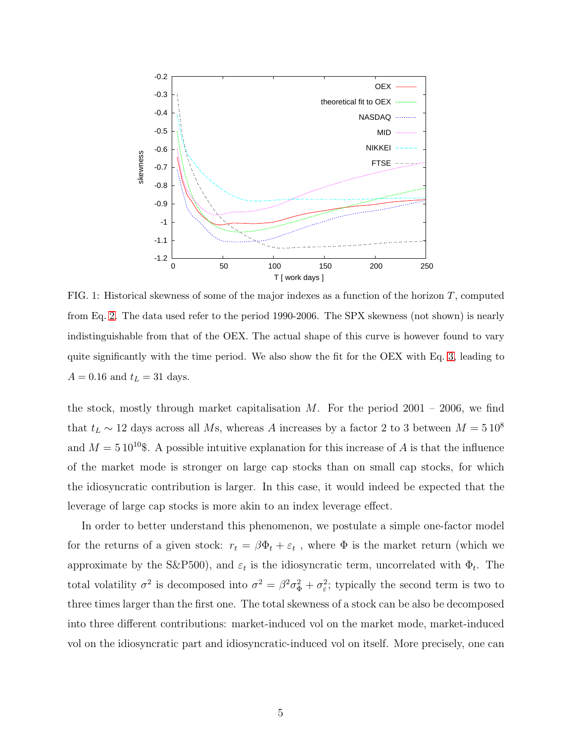FIG. 1: Historical skewness of some of the major indexes as a function of the horizon $T$, computed from Eq. 2. The data used refer to the period 1990-2006. The SPX skewness (not shown) is nearly indistinguishable from that of the OEX. The actual shape of this curve is however found to vary quite significantly with the time period. We also show the fit for the OEX with Eq. 3, leading to $A = 0.16$ and $t_L = 31$ days.

the stock, mostly through market capitalisation $M$. For the period 2001 – 2006, we find that $t_L \sim 12$ days across all $M$s, whereas $A$ increases by a factor 2 to 3 between $M = 5\,10^8$ and $M = 5\,10^{10}$\$. A possible intuitive explanation for this increase of $A$ is that the influence of the market mode is stronger on large cap stocks than on small cap stocks, for which the idiosyncratic contribution is larger. In this case, it would indeed be expected that the leverage of large cap stocks is more akin to an index leverage effect.

In order to better understand this phenomenon, we postulate a simple one-factor model for the returns of a given stock: $r_t = \beta \Phi_t + \varepsilon_t$ , where $\Phi$ is the market return (which we approximate by the S&P500), and $\varepsilon_t$ is the idiosyncratic term, uncorrelated with $\Phi_t$. The total volatility $\sigma^2$ is decomposed into $\sigma^2 = \beta^2 \sigma_\Phi^2 + \sigma_\varepsilon^2$; typically the second term is two to three times larger than the first one. The total skewness of a stock can be also be decomposed into three different contributions: market-induced vol on the market mode, market-induced vol on the idiosyncratic part and idiosyncratic-induced vol on itself. More precisely, one can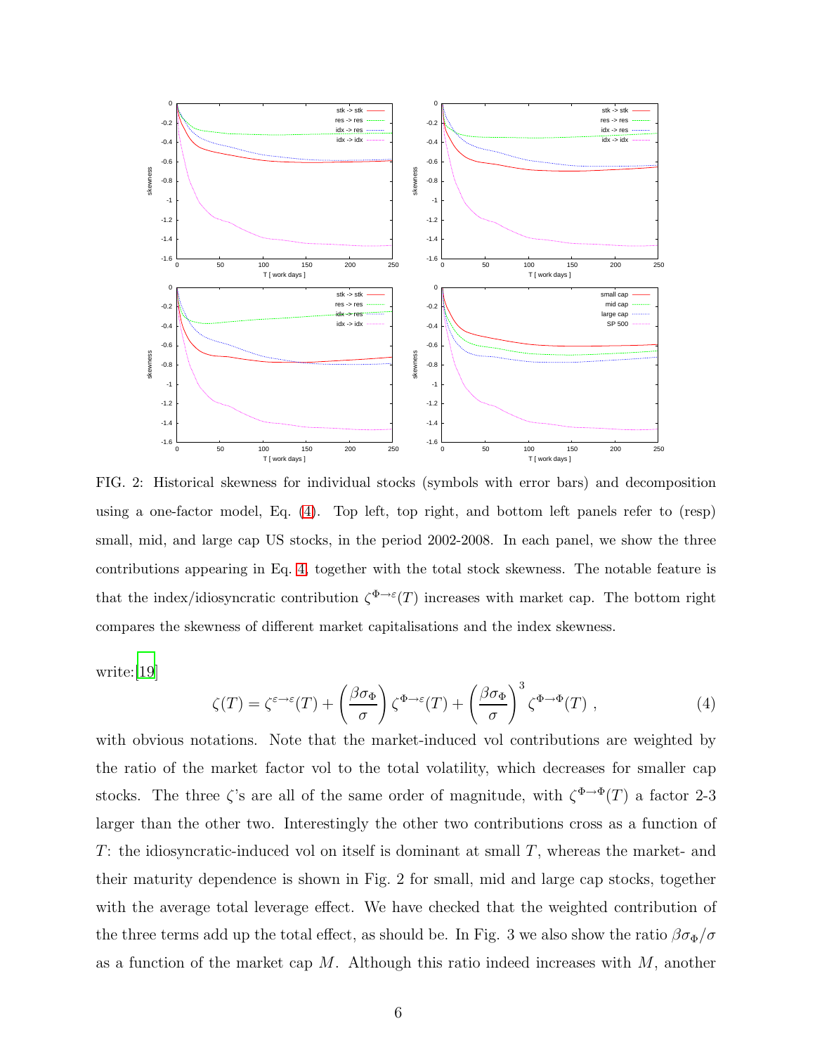FIG. 2: Historical skewness for individual stocks (symbols with error bars) and decomposition using a one-factor model, Eq. (4). Top left, top right, and bottom left panels refer to (resp) small, mid, and large cap US stocks, in the period 2002-2008. In each panel, we show the three contributions appearing in Eq. 4, together with the total stock skewness. The notable feature is that the index/idiosyncratic contribution $\zeta^{\Phi\to\varepsilon}(T)$ increases with market cap. The bottom right compares the skewness of different market capitalisations and the index skewness.

write:[19]

$$\zeta(T) = \zeta^{\varepsilon\to\varepsilon}(T) + \left(\frac{\beta\sigma_\Phi}{\sigma}\right)\zeta^{\Phi\to\varepsilon}(T) + \left(\frac{\beta\sigma_\Phi}{\sigma}\right)^3\zeta^{\Phi\to\Phi}(T)\ , \tag{4}$$

with obvious notations. Note that the market-induced vol contributions are weighted by the ratio of the market factor vol to the total volatility, which decreases for smaller cap stocks. The three $\zeta$'s are all of the same order of magnitude, with $\zeta^{\Phi\to\Phi}(T)$ a factor 2-3 larger than the other two. Interestingly the other two contributions cross as a function of $T$: the idiosyncratic-induced vol on itself is dominant at small $T$, whereas the market- and their maturity dependence is shown in Fig. 2 for small, mid and large cap stocks, together with the average total leverage effect. We have checked that the weighted contribution of the three terms add up the total effect, as should be. In Fig. 3 we also show the ratio $\beta\sigma_\Phi/\sigma$ as a function of the market cap $M$. Although this ratio indeed increases with $M$, another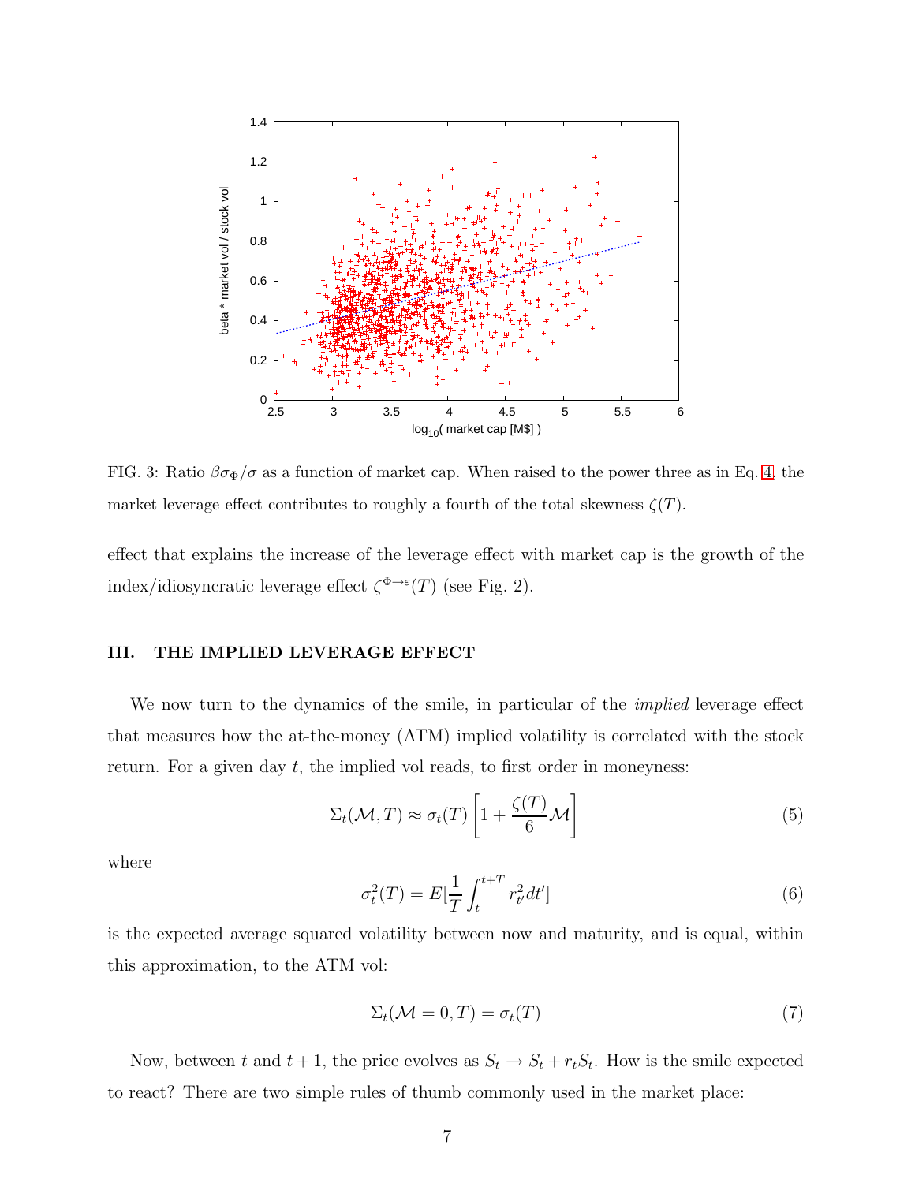FIG. 3: Ratio $\beta\sigma_\Phi/\sigma$ as a function of market cap. When raised to the power three as in Eq. 4, the market leverage effect contributes to roughly a fourth of the total skewness $\zeta(T)$.

effect that explains the increase of the leverage effect with market cap is the growth of the index/idiosyncratic leverage effect $\zeta^{\Phi\to\varepsilon}(T)$ (see Fig. 2).

## III. THE IMPLIED LEVERAGE EFFECT

We now turn to the dynamics of the smile, in particular of the *implied* leverage effect that measures how the at-the-money (ATM) implied volatility is correlated with the stock return. For a given day $t$, the implied vol reads, to first order in moneyness:

$$\Sigma_t(\mathcal{M}, T) \approx \sigma_t(T)\left[1 + \frac{\zeta(T)}{6}\mathcal{M}\right] \tag{5}$$

where

$$\sigma_t^2(T) = E\left[\frac{1}{T}\int_t^{t+T} r_{t'}^2 dt'\right] \tag{6}$$

is the expected average squared volatility between now and maturity, and is equal, within this approximation, to the ATM vol:

$$\Sigma_t(\mathcal{M} = 0, T) = \sigma_t(T) \tag{7}$$

Now, between $t$ and $t+1$, the price evolves as $S_t \to S_t + r_t S_t$. How is the smile expected to react? There are two simple rules of thumb commonly used in the market place: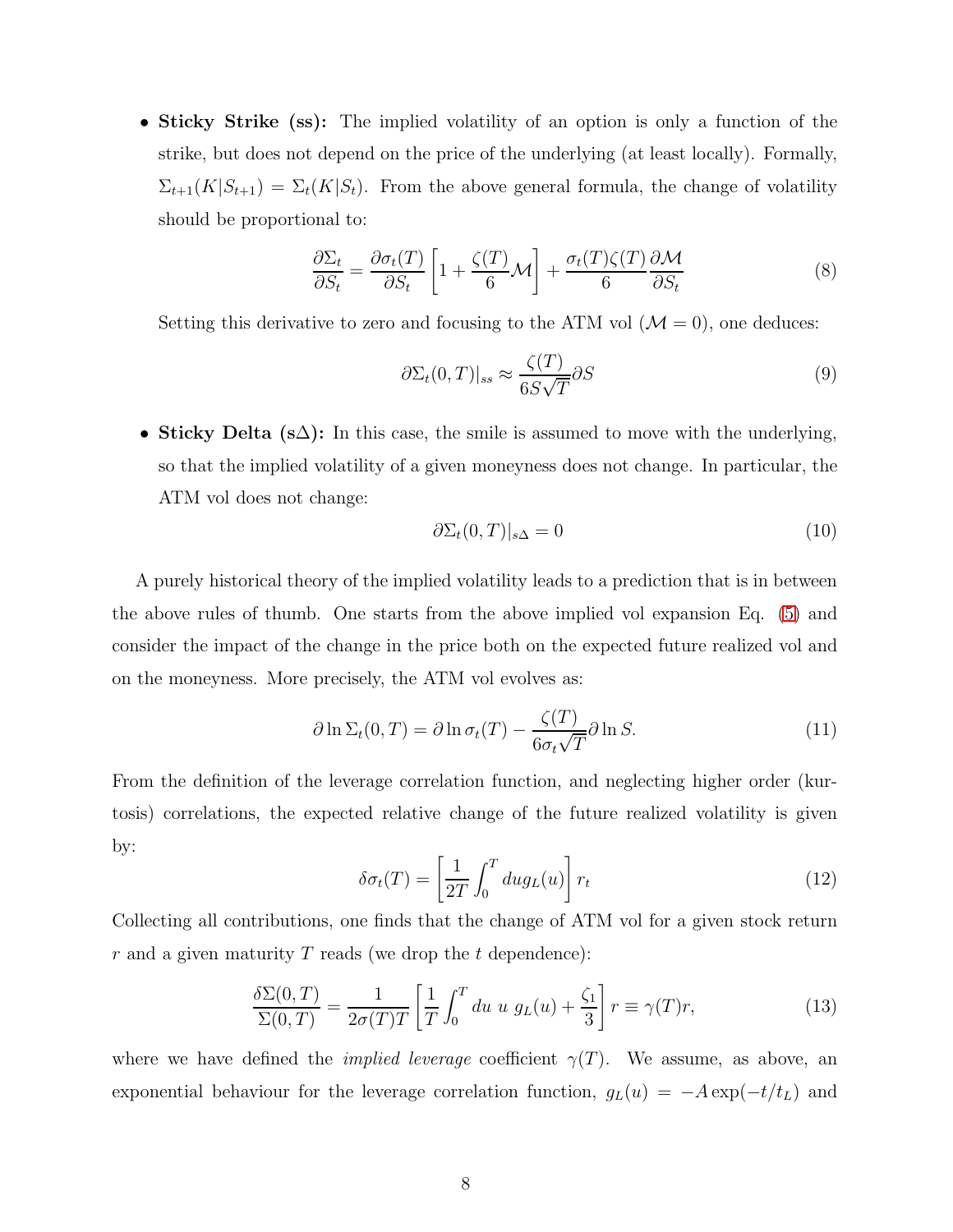- **Sticky Strike (ss):** The implied volatility of an option is only a function of the strike, but does not depend on the price of the underlying (at least locally). Formally, $\Sigma_{t+1}(K|S_{t+1}) = \Sigma_t(K|S_t)$. From the above general formula, the change of volatility should be proportional to:

$$\frac{\partial \Sigma_t}{\partial S_t} = \frac{\partial \sigma_t(T)}{\partial S_t}\left[1 + \frac{\zeta(T)}{6}\mathcal{M}\right] + \frac{\sigma_t(T)\zeta(T)}{6}\frac{\partial \mathcal{M}}{\partial S_t} \tag{8}$$

Setting this derivative to zero and focusing to the ATM vol ($\mathcal{M} = 0$), one deduces:

$$\partial \Sigma_t(0,T)|_{ss} \approx \frac{\zeta(T)}{6S\sqrt{T}}\partial S \tag{9}$$

- **Sticky Delta (s$\Delta$):** In this case, the smile is assumed to move with the underlying, so that the implied volatility of a given moneyness does not change. In particular, the ATM vol does not change:

$$\partial \Sigma_t(0,T)|_{s\Delta} = 0 \tag{10}$$

A purely historical theory of the implied volatility leads to a prediction that is in between the above rules of thumb. One starts from the above implied vol expansion Eq. (5) and consider the impact of the change in the price both on the expected future realized vol and on the moneyness. More precisely, the ATM vol evolves as:

$$\partial \ln \Sigma_t(0,T) = \partial \ln \sigma_t(T) - \frac{\zeta(T)}{6\sigma_t\sqrt{T}}\partial \ln S. \tag{11}$$

From the definition of the leverage correlation function, and neglecting higher order (kurtosis) correlations, the expected relative change of the future realized volatility is given by:

$$\delta \sigma_t(T) = \left[\frac{1}{2T}\int_0^T du g_L(u)\right] r_t \tag{12}$$

Collecting all contributions, one finds that the change of ATM vol for a given stock return $r$ and a given maturity $T$ reads (we drop the $t$ dependence):

$$\frac{\delta \Sigma(0,T)}{\Sigma(0,T)} = \frac{1}{2\sigma(T)T}\left[\frac{1}{T}\int_0^T du\ u\ g_L(u) + \frac{\zeta_1}{3}\right] r \equiv \gamma(T) r, \tag{13}$$

where we have defined the *implied leverage* coefficient $\gamma(T)$. We assume, as above, an exponential behaviour for the leverage correlation function, $g_L(u) = -A\exp(-t/t_L)$ and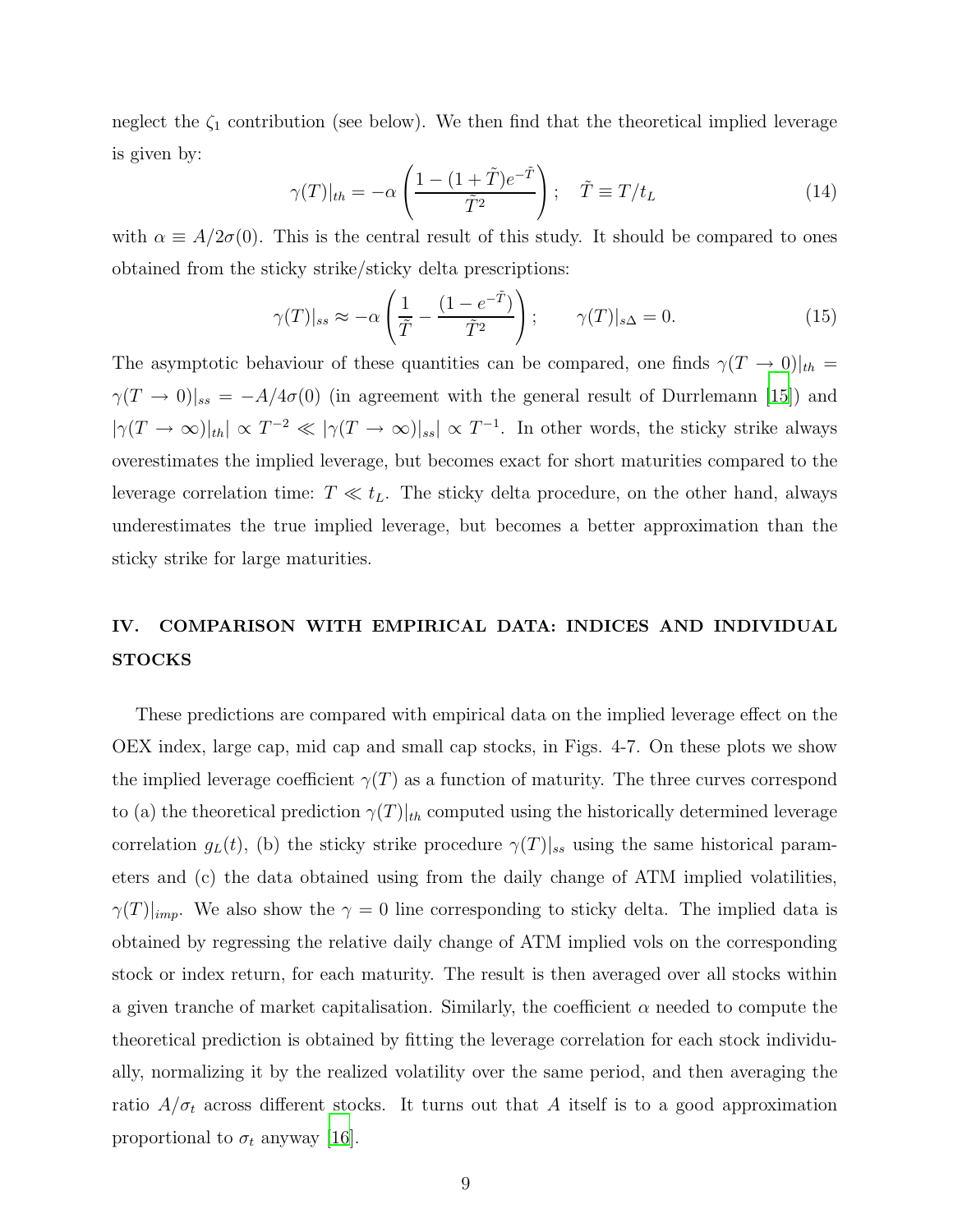neglect the $\zeta_1$ contribution (see below). We then find that the theoretical implied leverage is given by:

$$\gamma(T)|_{th} = -\alpha \left( \frac{1 - (1 + \tilde{T})e^{-\tilde{T}}}{\tilde{T}^2} \right); \quad \tilde{T} \equiv T/t_L \tag{14}$$

with $\alpha \equiv A/2\sigma(0)$. This is the central result of this study. It should be compared to ones obtained from the sticky strike/sticky delta prescriptions:

$$\gamma(T)|_{ss} \approx -\alpha \left( \frac{1}{\tilde{T}} - \frac{(1 - e^{-\tilde{T}})}{\tilde{T}^2} \right); \qquad \gamma(T)|_{s\Delta} = 0. \tag{15}$$

The asymptotic behaviour of these quantities can be compared, one finds $\gamma(T \to 0)|_{th} = \gamma(T \to 0)|_{ss} = -A/4\sigma(0)$ (in agreement with the general result of Durrlemann [15]) and $|\gamma(T \to \infty)|_{th}| \propto T^{-2} \ll |\gamma(T \to \infty)|_{ss}| \propto T^{-1}$. In other words, the sticky strike always overestimates the implied leverage, but becomes exact for short maturities compared to the leverage correlation time: $T \ll t_L$. The sticky delta procedure, on the other hand, always underestimates the true implied leverage, but becomes a better approximation than the sticky strike for large maturities.

## IV. COMPARISON WITH EMPIRICAL DATA: INDICES AND INDIVIDUAL STOCKS

These predictions are compared with empirical data on the implied leverage effect on the OEX index, large cap, mid cap and small cap stocks, in Figs. 4-7. On these plots we show the implied leverage coefficient $\gamma(T)$ as a function of maturity. The three curves correspond to (a) the theoretical prediction $\gamma(T)|_{th}$ computed using the historically determined leverage correlation $g_L(t)$, (b) the sticky strike procedure $\gamma(T)|_{ss}$ using the same historical parameters and (c) the data obtained using from the daily change of ATM implied volatilities, $\gamma(T)|_{imp}$. We also show the $\gamma = 0$ line corresponding to sticky delta. The implied data is obtained by regressing the relative daily change of ATM implied vols on the corresponding stock or index return, for each maturity. The result is then averaged over all stocks within a given tranche of market capitalisation. Similarly, the coefficient $\alpha$ needed to compute the theoretical prediction is obtained by fitting the leverage correlation for each stock individually, normalizing it by the realized volatility over the same period, and then averaging the ratio $A/\sigma_t$ across different stocks. It turns out that $A$ itself is to a good approximation proportional to $\sigma_t$ anyway [16].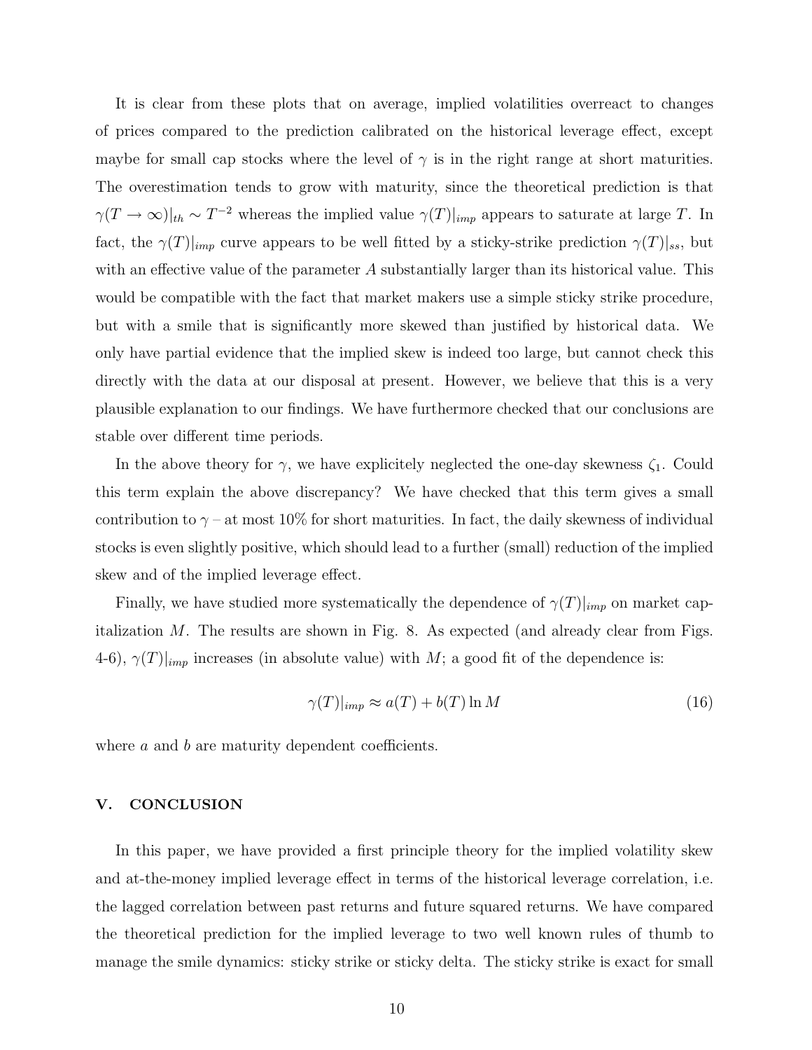It is clear from these plots that on average, implied volatilities overreact to changes of prices compared to the prediction calibrated on the historical leverage effect, except maybe for small cap stocks where the level of $\gamma$ is in the right range at short maturities. The overestimation tends to grow with maturity, since the theoretical prediction is that $\gamma(T \to \infty)|_{th} \sim T^{-2}$ whereas the implied value $\gamma(T)|_{imp}$ appears to saturate at large $T$. In fact, the $\gamma(T)|_{imp}$ curve appears to be well fitted by a sticky-strike prediction $\gamma(T)|_{ss}$, but with an effective value of the parameter $A$ substantially larger than its historical value. This would be compatible with the fact that market makers use a simple sticky strike procedure, but with a smile that is significantly more skewed than justified by historical data. We only have partial evidence that the implied skew is indeed too large, but cannot check this directly with the data at our disposal at present. However, we believe that this is a very plausible explanation to our findings. We have furthermore checked that our conclusions are stable over different time periods.

In the above theory for $\gamma$, we have explicitely neglected the one-day skewness $\zeta_1$. Could this term explain the above discrepancy? We have checked that this term gives a small contribution to $\gamma$ – at most 10% for short maturities. In fact, the daily skewness of individual stocks is even slightly positive, which should lead to a further (small) reduction of the implied skew and of the implied leverage effect.

Finally, we have studied more systematically the dependence of $\gamma(T)|_{imp}$ on market capitalization $M$. The results are shown in Fig. 8. As expected (and already clear from Figs. 4-6), $\gamma(T)|_{imp}$ increases (in absolute value) with $M$; a good fit of the dependence is:

$$\gamma(T)|_{imp} \approx a(T) + b(T) \ln M \tag{16}$$

where $a$ and $b$ are maturity dependent coefficients.

## V. CONCLUSION

In this paper, we have provided a first principle theory for the implied volatility skew and at-the-money implied leverage effect in terms of the historical leverage correlation, i.e. the lagged correlation between past returns and future squared returns. We have compared the theoretical prediction for the implied leverage to two well known rules of thumb to manage the smile dynamics: sticky strike or sticky delta. The sticky strike is exact for small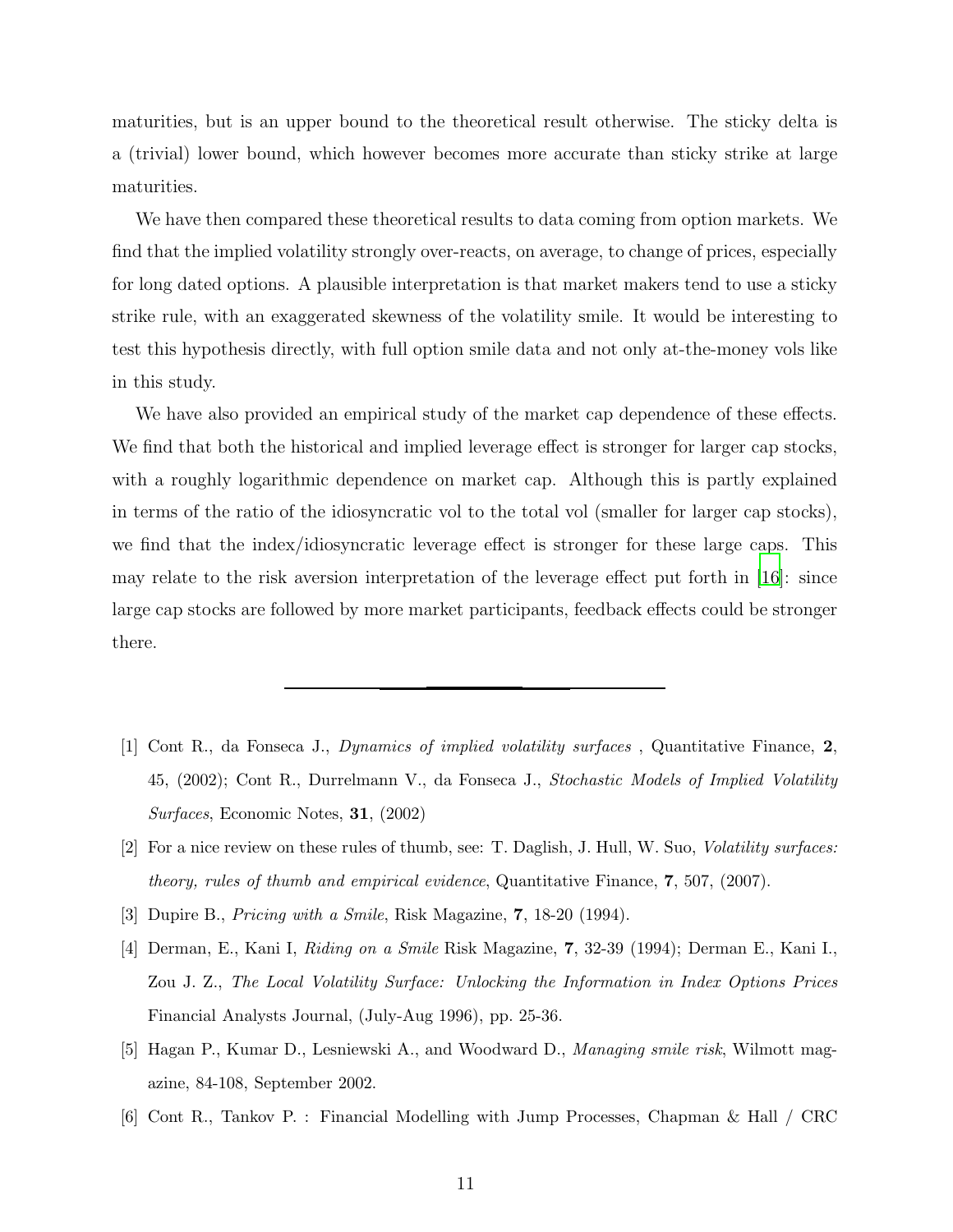maturities, but is an upper bound to the theoretical result otherwise. The sticky delta is a (trivial) lower bound, which however becomes more accurate than sticky strike at large maturities.

We have then compared these theoretical results to data coming from option markets. We find that the implied volatility strongly over-reacts, on average, to change of prices, especially for long dated options. A plausible interpretation is that market makers tend to use a sticky strike rule, with an exaggerated skewness of the volatility smile. It would be interesting to test this hypothesis directly, with full option smile data and not only at-the-money vols like in this study.

We have also provided an empirical study of the market cap dependence of these effects. We find that both the historical and implied leverage effect is stronger for larger cap stocks, with a roughly logarithmic dependence on market cap. Although this is partly explained in terms of the ratio of the idiosyncratic vol to the total vol (smaller for larger cap stocks), we find that the index/idiosyncratic leverage effect is stronger for these large caps. This may relate to the risk aversion interpretation of the leverage effect put forth in [16]: since large cap stocks are followed by more market participants, feedback effects could be stronger there.

---

[1] Cont R., da Fonseca J., *Dynamics of implied volatility surfaces* , Quantitative Finance, **2**, 45, (2002); Cont R., Durrelmann V., da Fonseca J., *Stochastic Models of Implied Volatility Surfaces*, Economic Notes, **31**, (2002)

[2] For a nice review on these rules of thumb, see: T. Daglish, J. Hull, W. Suo, *Volatility surfaces: theory, rules of thumb and empirical evidence*, Quantitative Finance, **7**, 507, (2007).

[3] Dupire B., *Pricing with a Smile*, Risk Magazine, **7**, 18-20 (1994).

[4] Derman, E., Kani I, *Riding on a Smile* Risk Magazine, **7**, 32-39 (1994); Derman E., Kani I., Zou J. Z., *The Local Volatility Surface: Unlocking the Information in Index Options Prices* Financial Analysts Journal, (July-Aug 1996), pp. 25-36.

[5] Hagan P., Kumar D., Lesniewski A., and Woodward D., *Managing smile risk*, Wilmott magazine, 84-108, September 2002.

[6] Cont R., Tankov P. : Financial Modelling with Jump Processes, Chapman & Hall / CRC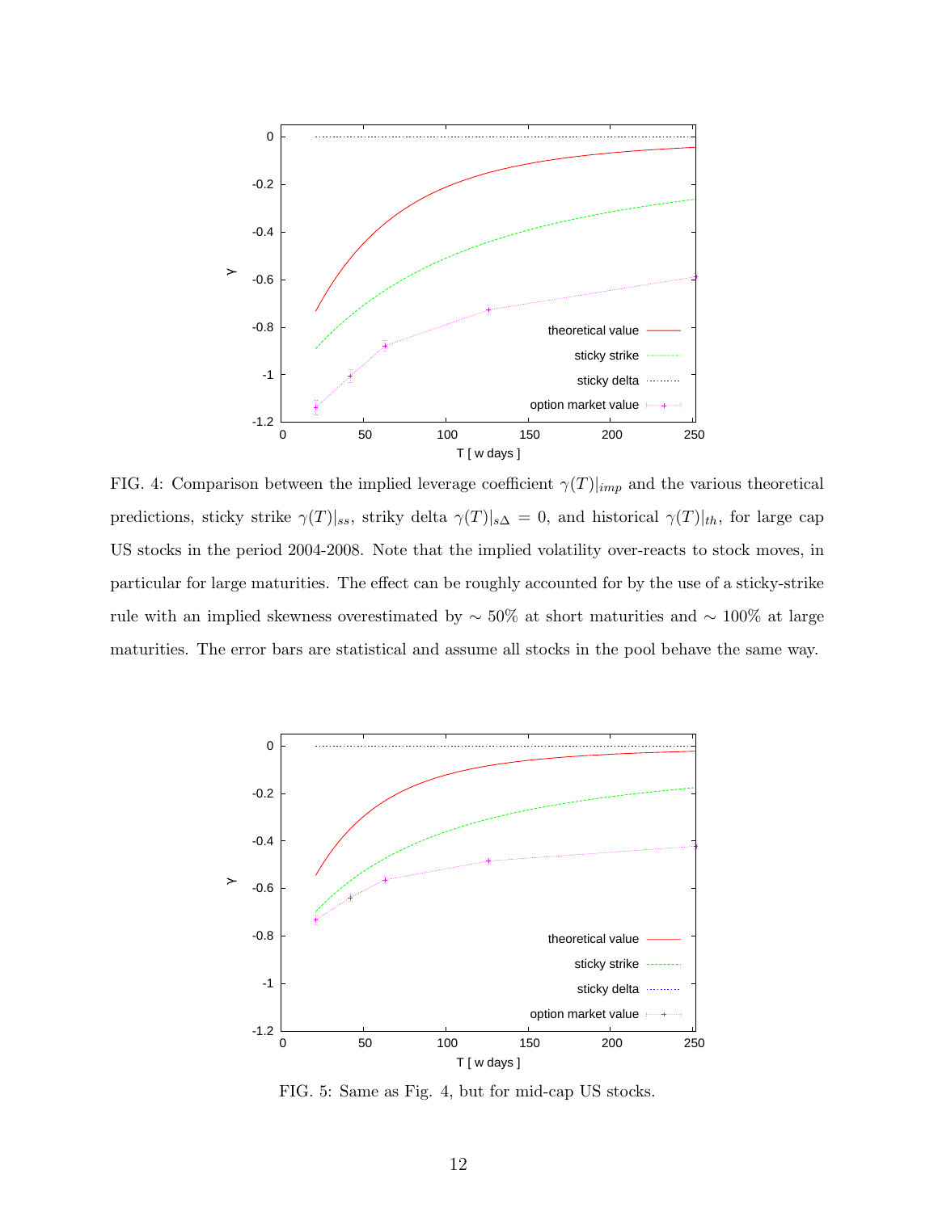FIG. 4: Comparison between the implied leverage coefficient $\gamma(T)|_{imp}$ and the various theoretical predictions, sticky strike $\gamma(T)|_{ss}$, striky delta $\gamma(T)|_{s\Delta} = 0$, and historical $\gamma(T)|_{th}$, for large cap US stocks in the period 2004-2008. Note that the implied volatility over-reacts to stock moves, in particular for large maturities. The effect can be roughly accounted for by the use of a sticky-strike rule with an implied skewness overestimated by $\sim 50\%$ at short maturities and $\sim 100\%$ at large maturities. The error bars are statistical and assume all stocks in the pool behave the same way.

FIG. 5: Same as Fig. 4, but for mid-cap US stocks.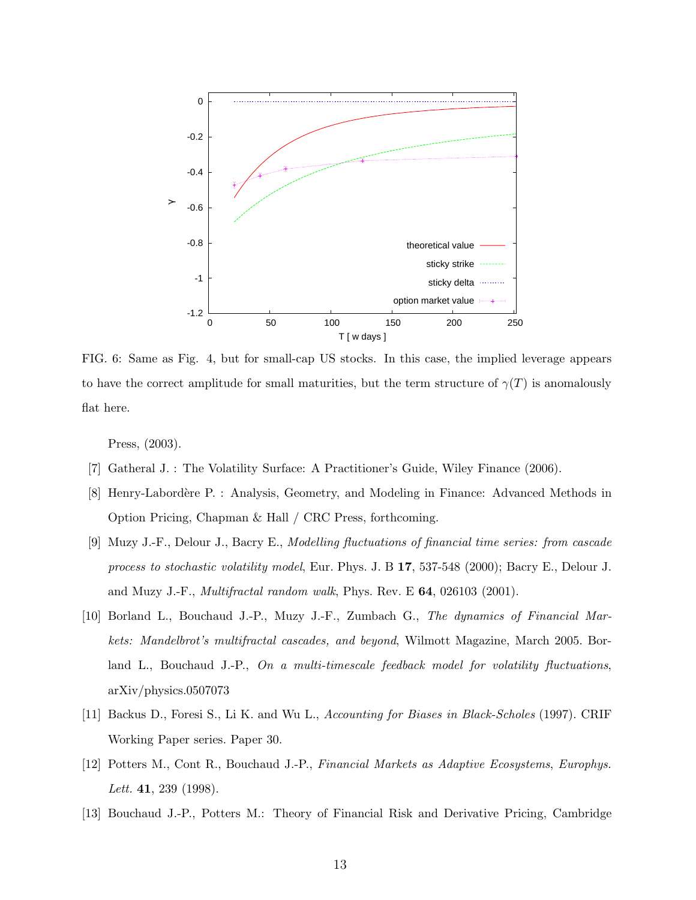FIG. 6: Same as Fig. 4, but for small-cap US stocks. In this case, the implied leverage appears to have the correct amplitude for small maturities, but the term structure of $\gamma(T)$ is anomalously flat here.

Press, (2003).

[7] Gatheral J. : The Volatility Surface: A Practitioner's Guide, Wiley Finance (2006).

[8] Henry-Labordère P. : Analysis, Geometry, and Modeling in Finance: Advanced Methods in Option Pricing, Chapman & Hall / CRC Press, forthcoming.

[9] Muzy J.-F., Delour J., Bacry E., *Modelling fluctuations of financial time series: from cascade process to stochastic volatility model*, Eur. Phys. J. B **17**, 537-548 (2000); Bacry E., Delour J. and Muzy J.-F., *Multifractal random walk*, Phys. Rev. E **64**, 026103 (2001).

[10] Borland L., Bouchaud J.-P., Muzy J.-F., Zumbach G., *The dynamics of Financial Markets: Mandelbrot's multifractal cascades, and beyond*, Wilmott Magazine, March 2005. Borland L., Bouchaud J.-P., *On a multi-timescale feedback model for volatility fluctuations*, arXiv/physics.0507073

[11] Backus D., Foresi S., Li K. and Wu L., *Accounting for Biases in Black-Scholes* (1997). CRIF Working Paper series. Paper 30.

[12] Potters M., Cont R., Bouchaud J.-P., *Financial Markets as Adaptive Ecosystems*, *Europhys. Lett.* **41**, 239 (1998).

[13] Bouchaud J.-P., Potters M.: Theory of Financial Risk and Derivative Pricing, Cambridge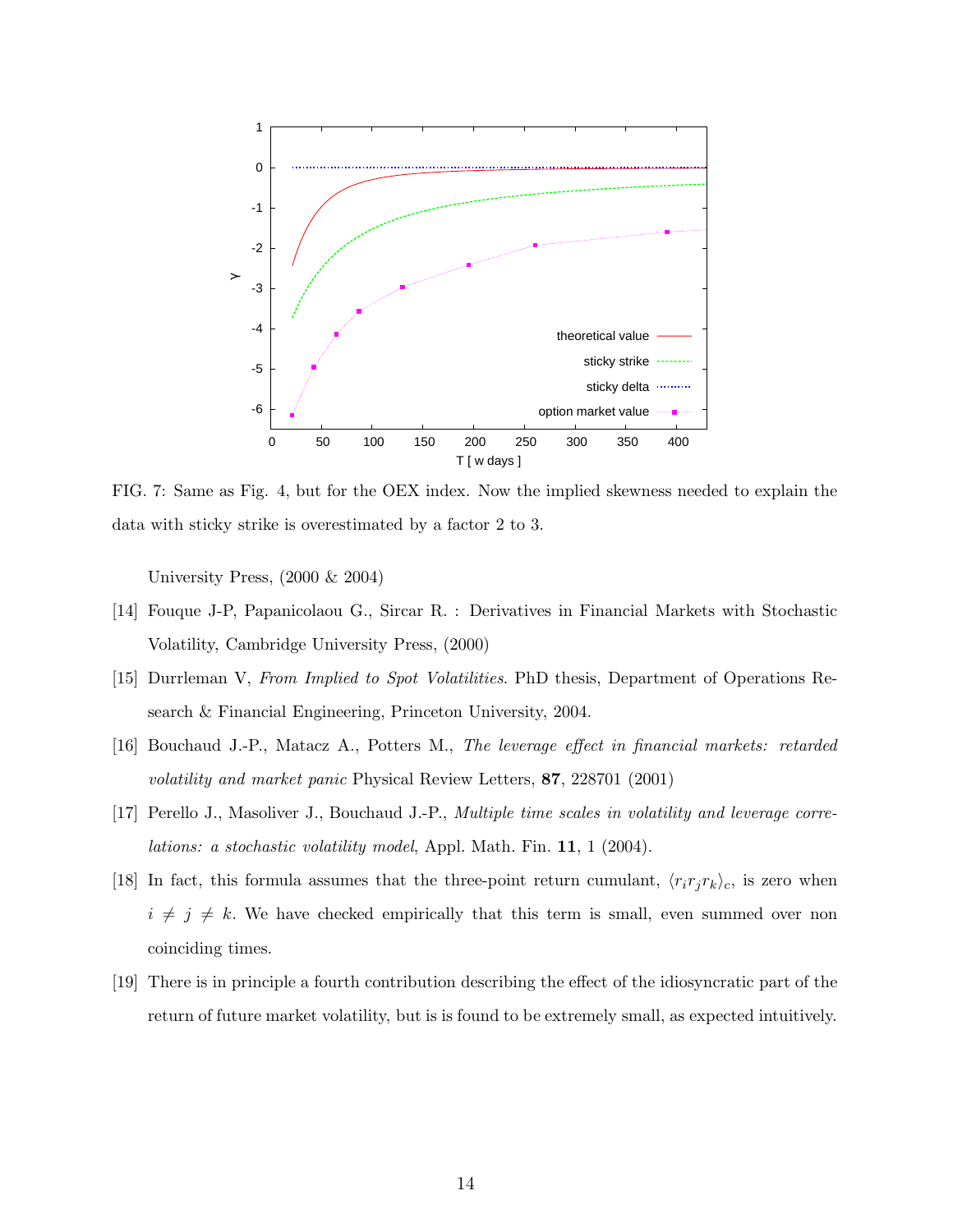FIG. 7: Same as Fig. 4, but for the OEX index. Now the implied skewness needed to explain the data with sticky strike is overestimated by a factor 2 to 3.

University Press, (2000 & 2004)

[14] Fouque J-P, Papanicolaou G., Sircar R. : Derivatives in Financial Markets with Stochastic Volatility, Cambridge University Press, (2000)

[15] Durrleman V, *From Implied to Spot Volatilities*. PhD thesis, Department of Operations Research & Financial Engineering, Princeton University, 2004.

[16] Bouchaud J.-P., Matacz A., Potters M., *The leverage effect in financial markets: retarded volatility and market panic* Physical Review Letters, **87**, 228701 (2001)

[17] Perello J., Masoliver J., Bouchaud J.-P., *Multiple time scales in volatility and leverage correlations: a stochastic volatility model*, Appl. Math. Fin. **11**, 1 (2004).

[18] In fact, this formula assumes that the three-point return cumulant, $\langle r_i r_j r_k \rangle_c$, is zero when $i \neq j \neq k$. We have checked empirically that this term is small, even summed over non coinciding times.

[19] There is in principle a fourth contribution describing the effect of the idiosyncratic part of the return of future market volatility, but is is found to be extremely small, as expected intuitively.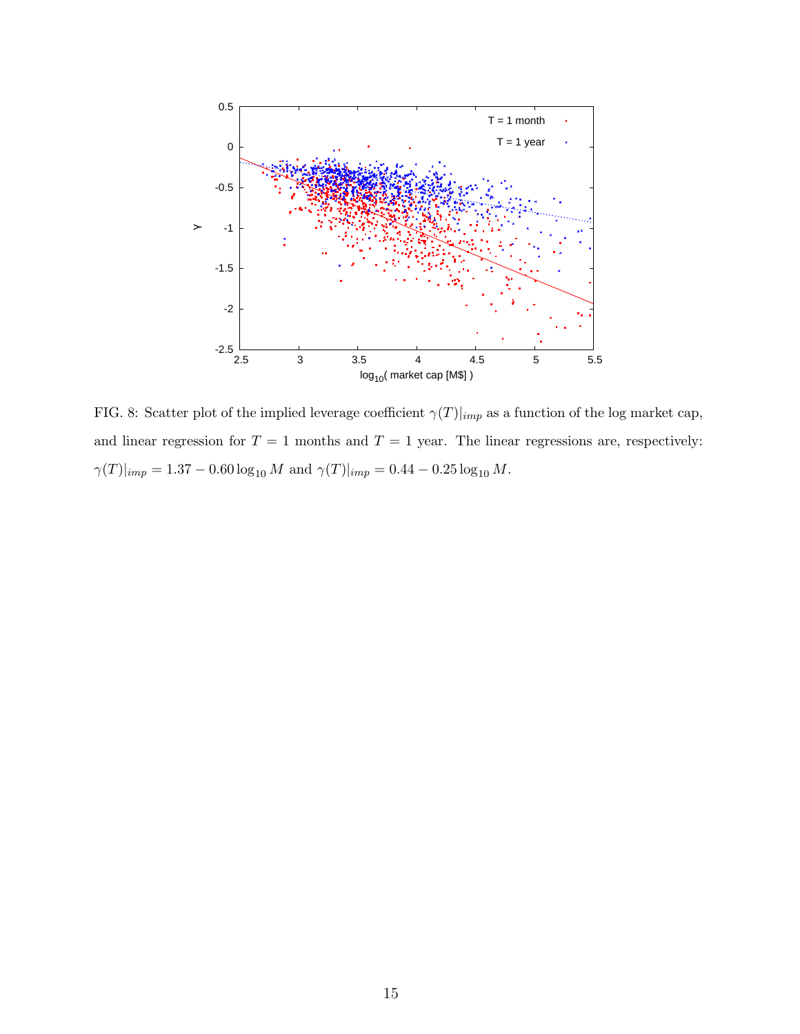FIG. 8: Scatter plot of the implied leverage coefficient $\gamma(T)|_{imp}$ as a function of the log market cap, and linear regression for $T = 1$ months and $T = 1$ year. The linear regressions are, respectively: $\gamma(T)|_{imp} = 1.37 - 0.60 \log_{10} M$ and $\gamma(T)|_{imp} = 0.44 - 0.25 \log_{10} M$.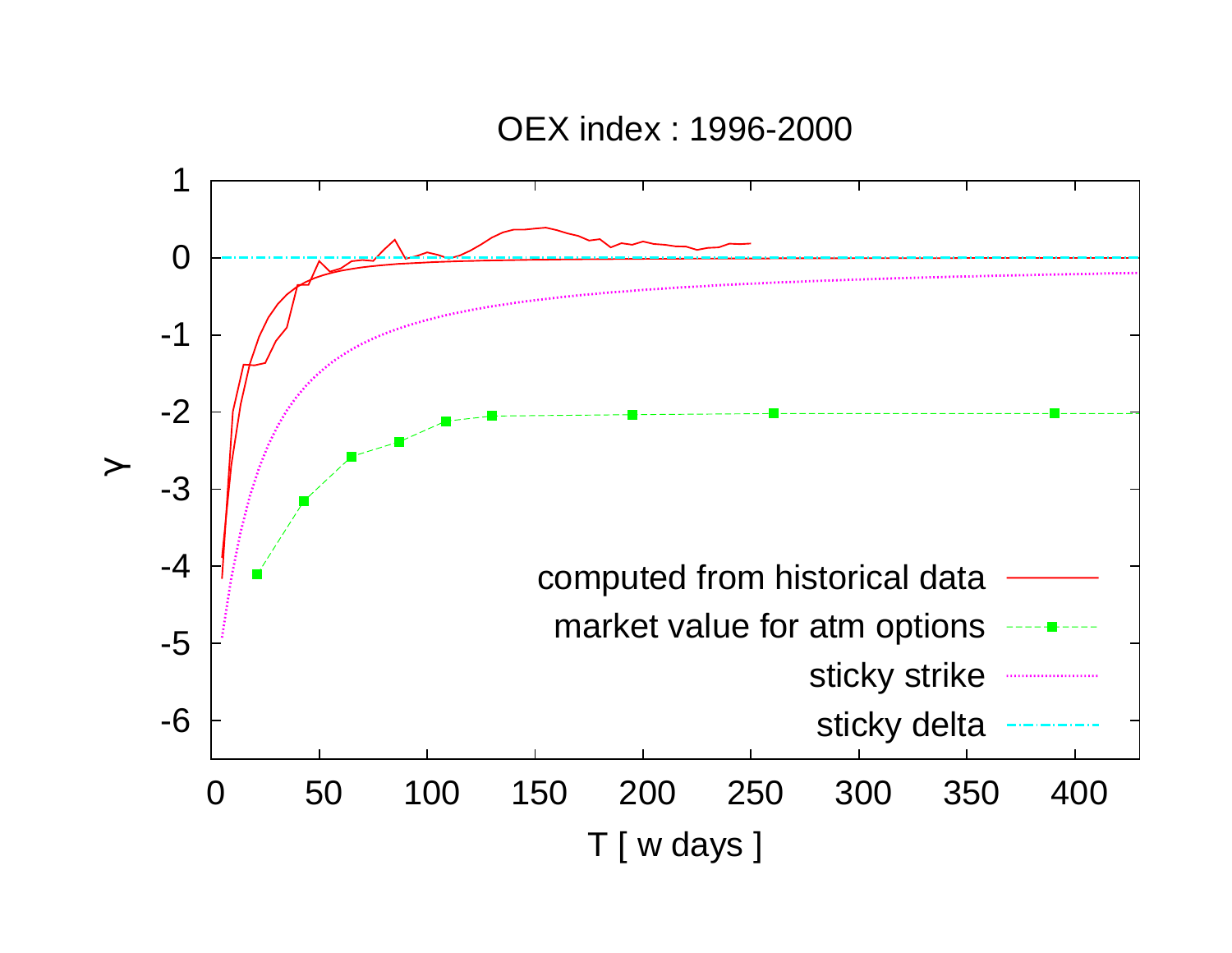OEX index : 1996-2000

γ

T [ w days ]

computed from historical data

market value for atm options

sticky strike

sticky delta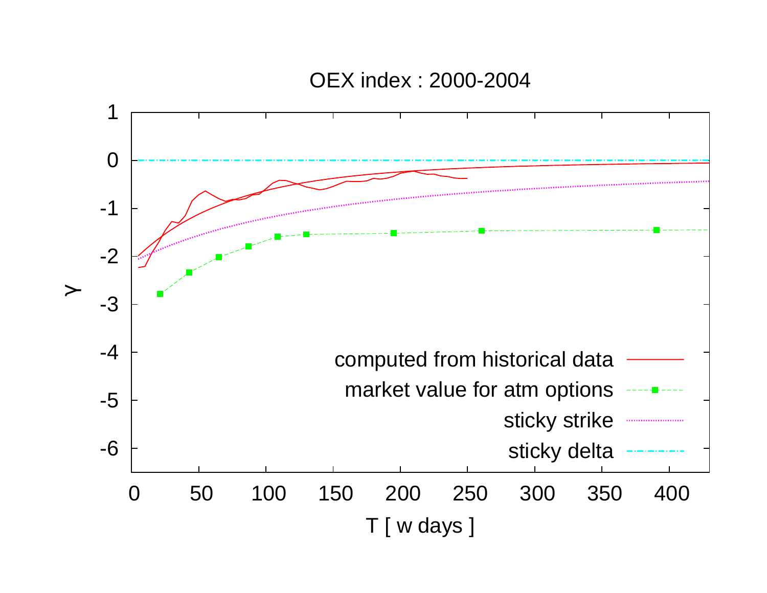OEX index : 2000-2004

$\gamma$

T [ w days ]

computed from historical data

market value for atm options

sticky strike

sticky delta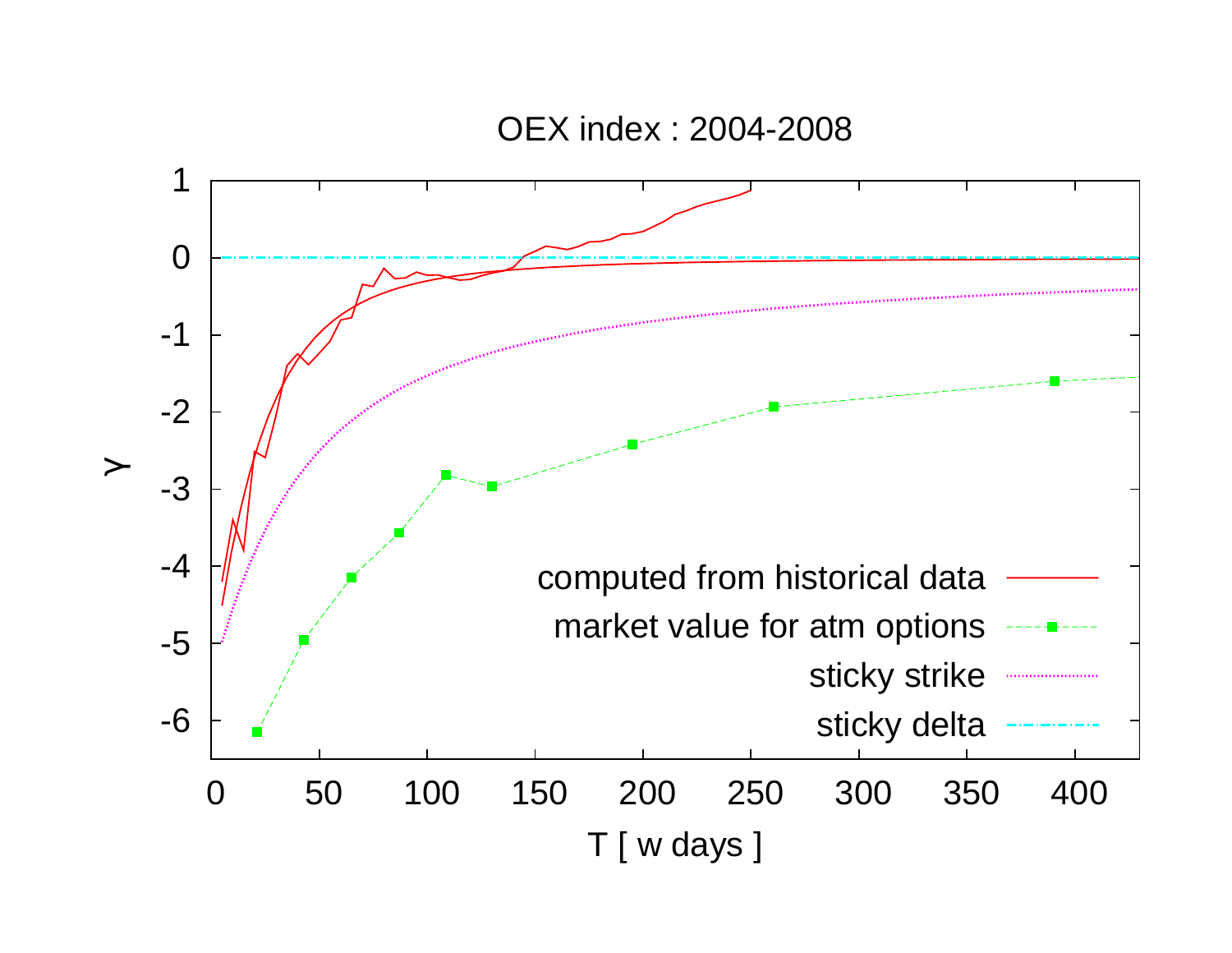**OEX index : 2004-2008**

$\gamma$ versus $T$ [ w days ]

- computed from historical data
- market value for atm options
- sticky strike
- sticky delta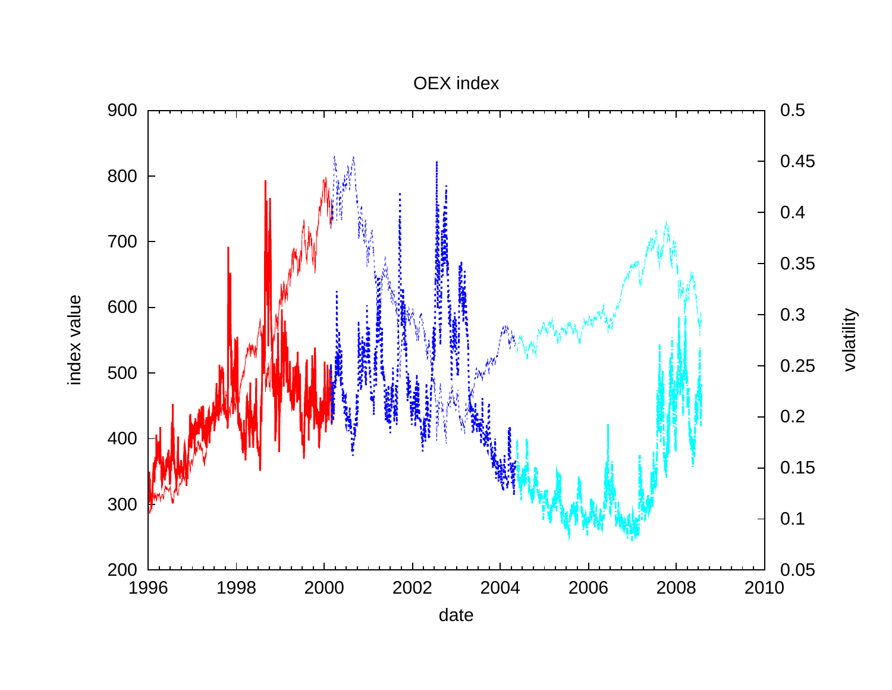OEX index

index value

volatility

date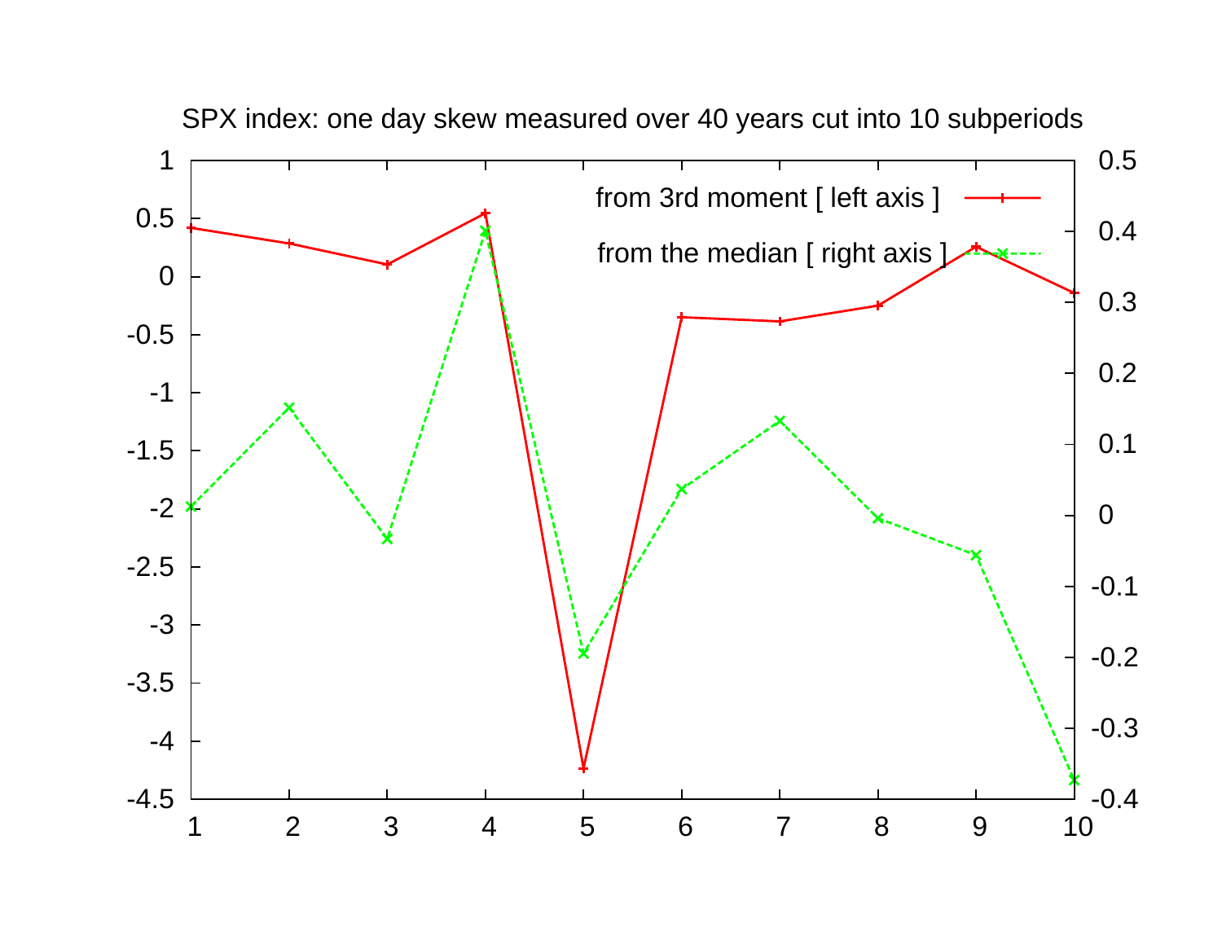SPX index: one day skew measured over 40 years cut into 10 subperiods

from 3rd moment [ left axis ]

from the median [ right axis ]

1
0.5
0
-0.5
-1
-1.5
-2
-2.5
-3
-3.5
-4
-4.5

0.5
0.4
0.3
0.2
0.1
0
-0.1
-0.2
-0.3
-0.4

1 2 3 4 5 6 7 8 9 10